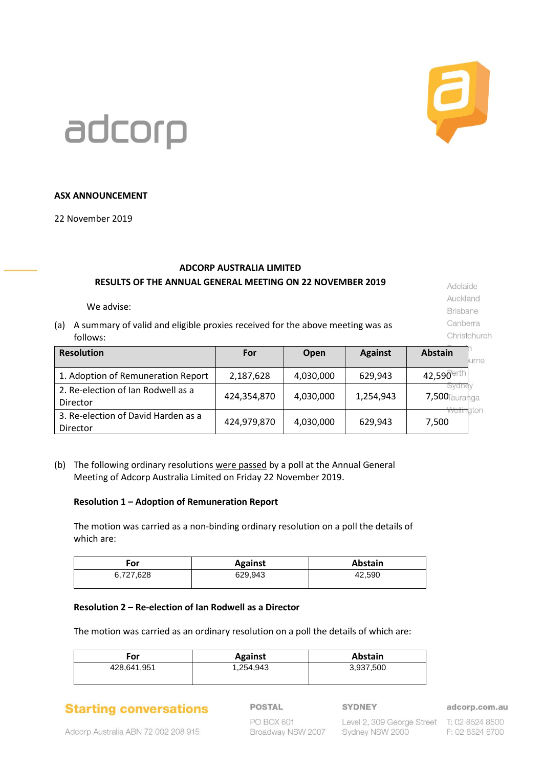adcorp

**ASX ANNOUNCEMENT**

22 November 2019

**ADCORP AUSTRALIA LIMITED**
**RESULTS OF THE ANNUAL GENERAL MEETING ON 22 NOVEMBER 2019**

We advise:

(a) A summary of valid and eligible proxies received for the above meeting was as follows:

| Resolution | For | Open | Against | Abstain |
|---|---|---|---|---|
| 1. Adoption of Remuneration Report | 2,187,628 | 4,030,000 | 629,943 | 42,590 |
| 2. Re-election of Ian Rodwell as a Director | 424,354,870 | 4,030,000 | 1,254,943 | 7,500 |
| 3. Re-election of David Harden as a Director | 424,979,870 | 4,030,000 | 629,943 | 7,500 |

(b) The following ordinary resolutions were passed by a poll at the Annual General Meeting of Adcorp Australia Limited on Friday 22 November 2019.

**Resolution 1 – Adoption of Remuneration Report**

The motion was carried as a non-binding ordinary resolution on a poll the details of which are:

| For | Against | Abstain |
|---|---|---|
| 6,727,628 | 629,943 | 42,590 |

**Resolution 2 – Re-election of Ian Rodwell as a Director**

The motion was carried as an ordinary resolution on a poll the details of which are:

| For | Against | Abstain |
|---|---|---|
| 428,641,951 | 1,254,943 | 3,937,500 |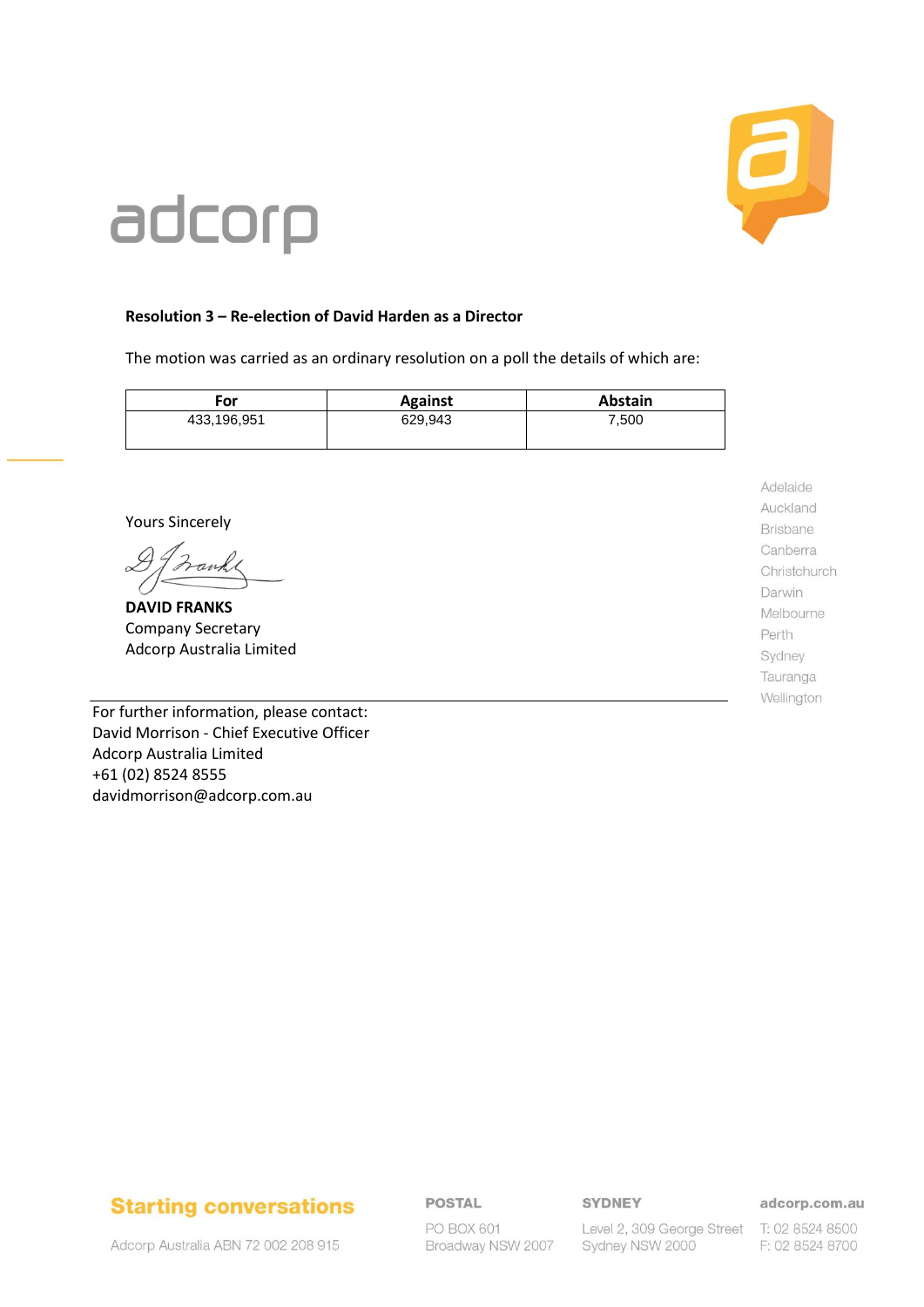**Resolution 3 – Re-election of David Harden as a Director**

The motion was carried as an ordinary resolution on a poll the details of which are:

| For | Against | Abstain |
| --- | --- | --- |
| 433,196,951 | 629,943 | 7,500 |

Yours Sincerely

**DAVID FRANKS**
Company Secretary
Adcorp Australia Limited

For further information, please contact:
David Morrison - Chief Executive Officer
Adcorp Australia Limited
+61 (02) 8524 8555
davidmorrison@adcorp.com.au